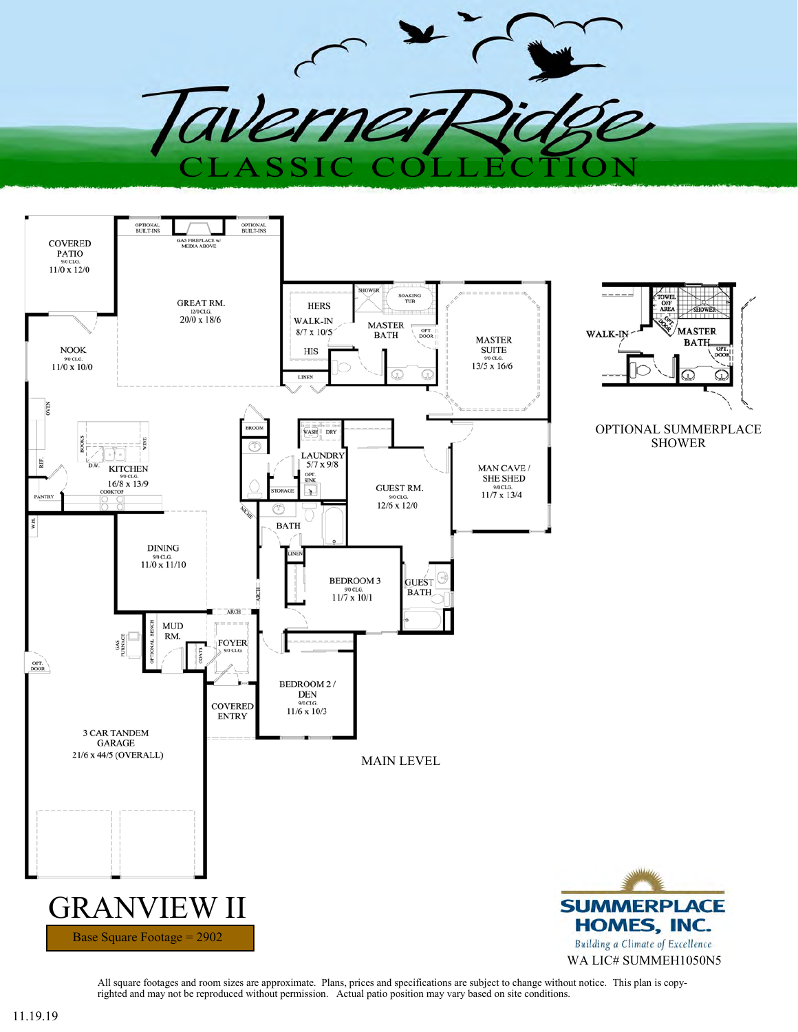# TavernerRidge

## CLASSIC COLLECTION

COVERED PATIO
9/0 CLG.
11/0 x 12/0

OPTIONAL BUILT-INS

GAS FIREPLACE w/ MEDIA ABOVE

OPTIONAL BUILT-INS

GREAT RM.
12/0 CLG.
20/0 x 18/6

HERS WALK-IN
8/7 x 10/5

HIS

LINEN

SHOWER

SOAKING TUB

MASTER BATH

OPT. DOOR

MASTER SUITE
9/0 CLG.
13/5 x 16/6

NOOK
9/0 CLG.
11/0 x 10/0

OVEN

REF.

PANTRY

BOOKS

WINE

D.W.

KITCHEN
9/0 CLG.
16/8 x 13/9

COOKTOP

BROOM

WASH DRY

LAUNDRY
5/7 x 9/8

OPT. SINK

STORAGE

GUEST RM.
9/0 CLG.
12/6 x 12/0

MAN CAVE / SHE SHED
9/0 CLG.
11/7 x 13/4

W.H.

DINING
9/0 CLG.
11/0 x 11/10

NICHE

BATH

LINEN

ARCH

BEDROOM 3
9/0 CLG.
11/7 x 10/1

GUEST BATH

ARCH

MUD RM.

OPTIONAL BENCH

GAS FURNACE

COATS

FOYER
9/0 CLG.

OPT. DOOR

COVERED ENTRY

BEDROOM 2 / DEN
9/0 CLG.
11/6 x 10/3

3 CAR TANDEM GARAGE
21/6 x 44/5 (OVERALL)

MAIN LEVEL

WALK-IN

TOWEL OFF AREA

OPT. DOOR

SHOWER

MASTER BATH

OPT. DOOR

OPTIONAL SUMMERPLACE SHOWER

# GRANVIEW II

Base Square Footage = 2902

**SUMMERPLACE HOMES, INC.**

*Building a Climate of Excellence*

WA LIC# SUMMEH1050N5

All square footages and room sizes are approximate. Plans, prices and specifications are subject to change without notice. This plan is copy-righted and may not be reproduced without permission. Actual patio position may vary based on site conditions.

11.19.19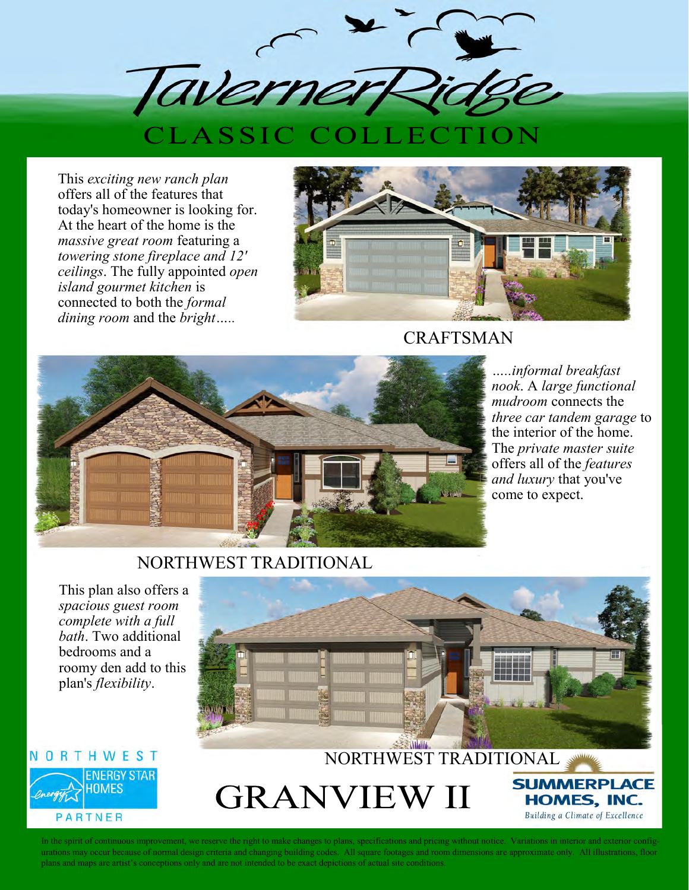# TavernerRidge

## CLASSIC COLLECTION

This *exciting new ranch plan* offers all of the features that today's homeowner is looking for. At the heart of the home is the *massive great room* featuring a *towering stone fireplace and 12' ceilings*. The fully appointed *open island gourmet kitchen* is connected to both the *formal dining room* and the *bright*.....

CRAFTSMAN

.....*informal breakfast nook*. A *large functional mudroom* connects the *three car tandem garage* to the interior of the home. The *private master suite* offers all of the *features and luxury* that you've come to expect.

NORTHWEST TRADITIONAL

This plan also offers a *spacious guest room complete with a full bath*. Two additional bedrooms and a roomy den add to this plan's *flexibility*.

NORTHWEST TRADITIONAL

NORTHWEST ENERGY STAR HOMES PARTNER

# GRANVIEW II

SUMMERPLACE HOMES, INC.
Building a Climate of Excellence

In the spirit of continuous improvement, we reserve the right to make changes to plans, specifications and pricing without notice. Variations in interior and exterior configurations may occur because of normal design criteria and changing building codes. All square footages and room dimensions are approximate only. All illustrations, floor plans and maps are artist's conceptions only and are not intended to be exact depictions of actual site conditions.